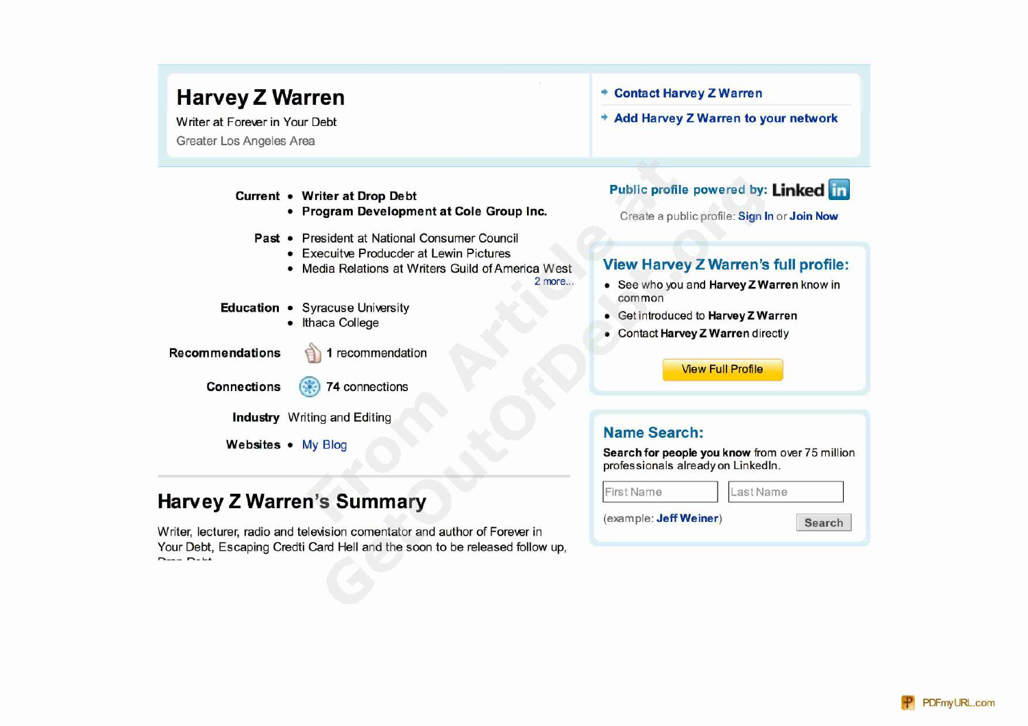# Harvey Z Warren

Writer at Forever in Your Debt

Greater Los Angeles Area

- Contact Harvey Z Warren
- Add Harvey Z Warren to your network

**Current**
- **Writer at Drop Debt**
- **Program Development at Cole Group Inc.**

**Past**
- President at National Consumer Council
- Execuitve Producder at Lewin Pictures
- Media Relations at Writers Guild of America West

2 more...

**Education**
- Syracuse University
- Ithaca College

**Recommendations** 1 recommendation

**Connections** 74 connections

**Industry** Writing and Editing

**Websites**
- My Blog

## Harvey Z Warren's Summary

Writer, lecturer, radio and television comentator and author of Forever in Your Debt, Escaping Credti Card Hell and the soon to be released follow up,

**Public profile powered by: Linked in**

Create a public profile: **Sign In** or **Join Now**

## View Harvey Z Warren's full profile:

- See who you and **Harvey Z Warren** know in common
- Get introduced to **Harvey Z Warren**
- Contact **Harvey Z Warren** directly

View Full Profile

## Name Search:

**Search for people you know** from over 75 million professionals already on LinkedIn.

First Name | Last Name

(example: **Jeff Weiner**)

Search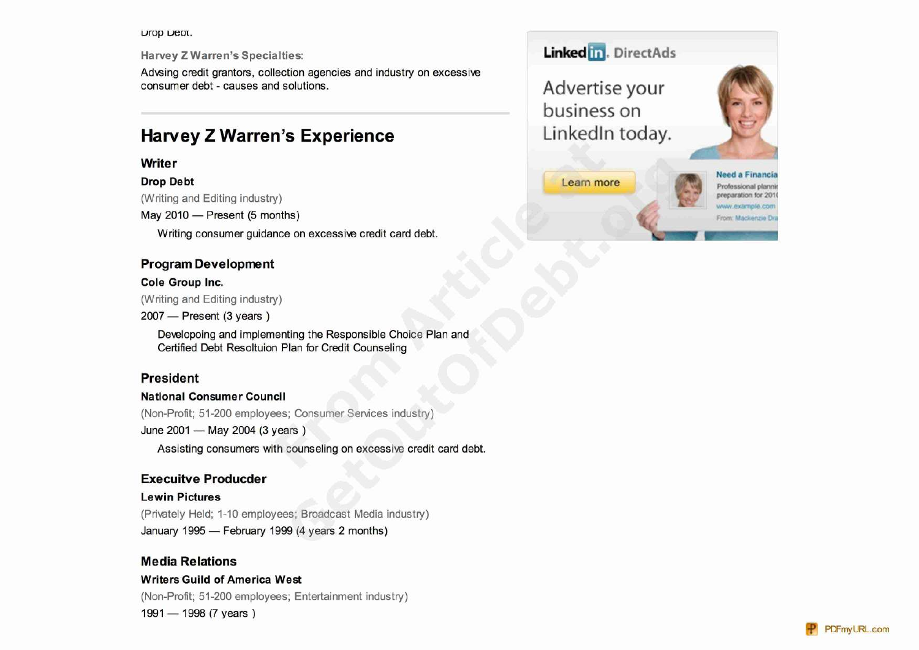Drop Debt.

Harvey Z Warren's Specialties:

Advsing credit grantors, collection agencies and industry on excessive consumer debt - causes and solutions.

## Harvey Z Warren's Experience

### Writer

**Drop Debt**

(Writing and Editing industry)

May 2010 — Present (5 months)

Writing consumer guidance on excessive credit card debt.

### Program Development

**Cole Group Inc.**

(Writing and Editing industry)

2007 — Present (3 years )

Developoing and implementing the Responsible Choice Plan and Certified Debt Resoltuion Plan for Credit Counseling

### President

**National Consumer Council**

(Non-Profit; 51-200 employees; Consumer Services industry)

June 2001 — May 2004 (3 years )

Assisting consumers with counseling on excessive credit card debt.

### Executive Producder

**Lewin Pictures**

(Privately Held; 1-10 employees; Broadcast Media industry)

January 1995 — February 1999 (4 years 2 months)

### Media Relations

**Writers Guild of America West**

(Non-Profit; 51-200 employees; Entertainment industry)

1991 — 1998 (7 years )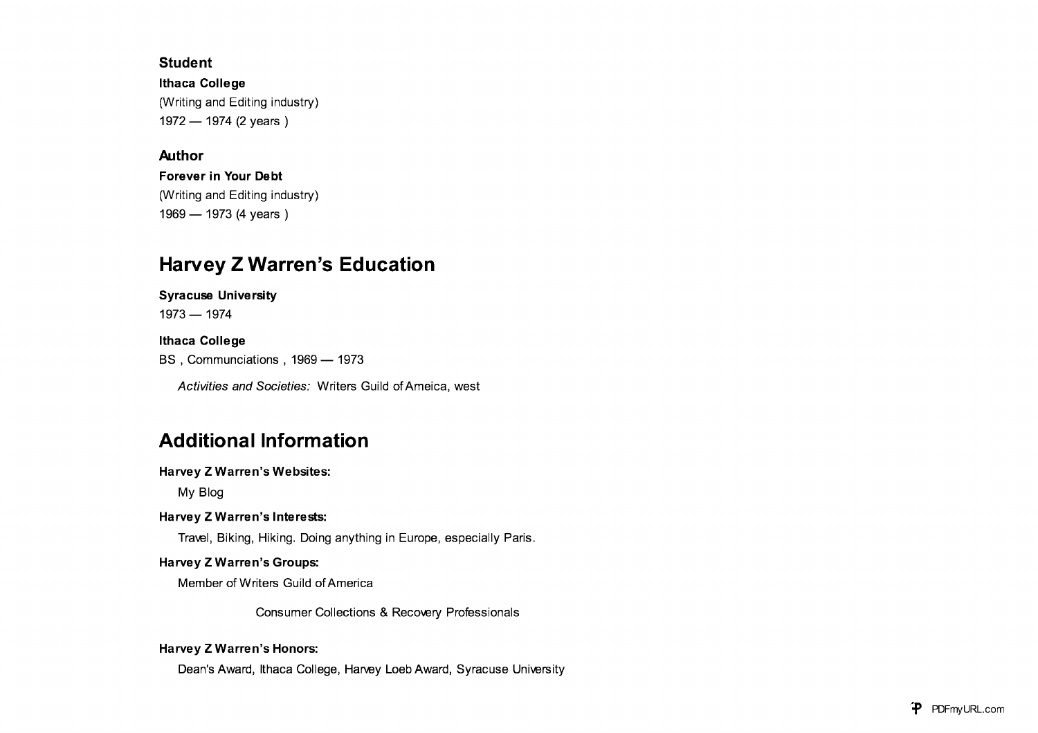### Student

**Ithaca College**

(Writing and Editing industry)

1972 — 1974 (2 years )

### Author

**Forever in Your Debt**

(Writing and Editing industry)

1969 — 1973 (4 years )

## Harvey Z Warren's Education

**Syracuse University**

1973 — 1974

**Ithaca College**

BS , Communciations , 1969 — 1973

*Activities and Societies:* Writers Guild of Ameica, west

## Additional Information

**Harvey Z Warren's Websites:**

My Blog

**Harvey Z Warren's Interests:**

Travel, Biking, Hiking. Doing anything in Europe, especially Paris.

**Harvey Z Warren's Groups:**

Member of Writers Guild of America

Consumer Collections & Recovery Professionals

**Harvey Z Warren's Honors:**

Dean's Award, Ithaca College, Harvey Loeb Award, Syracuse University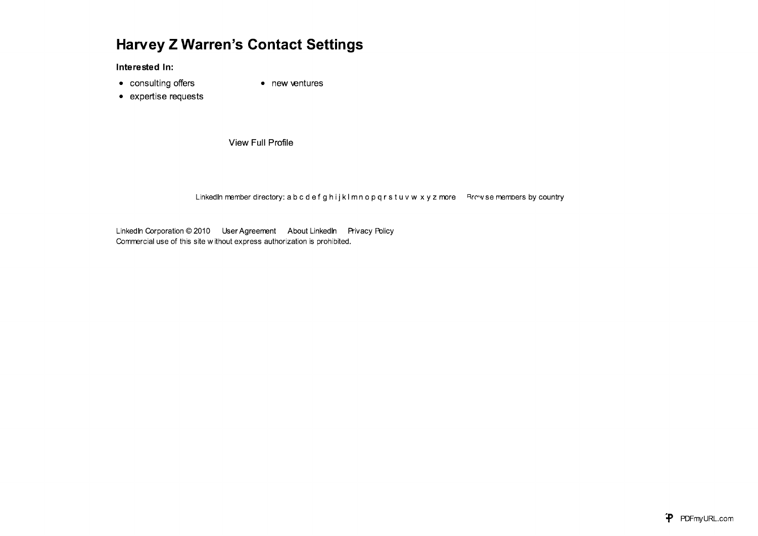# Harvey Z Warren's Contact Settings

**Interested In:**

- consulting offers
- expertise requests
- new ventures

View Full Profile

LinkedIn member directory: a b c d e f g h i j k l m n o p q r s t u v w x y z more   Browse members by country

LinkedIn Corporation © 2010   User Agreement   About LinkedIn   Privacy Policy
Commercial use of this site without express authorization is prohibited.